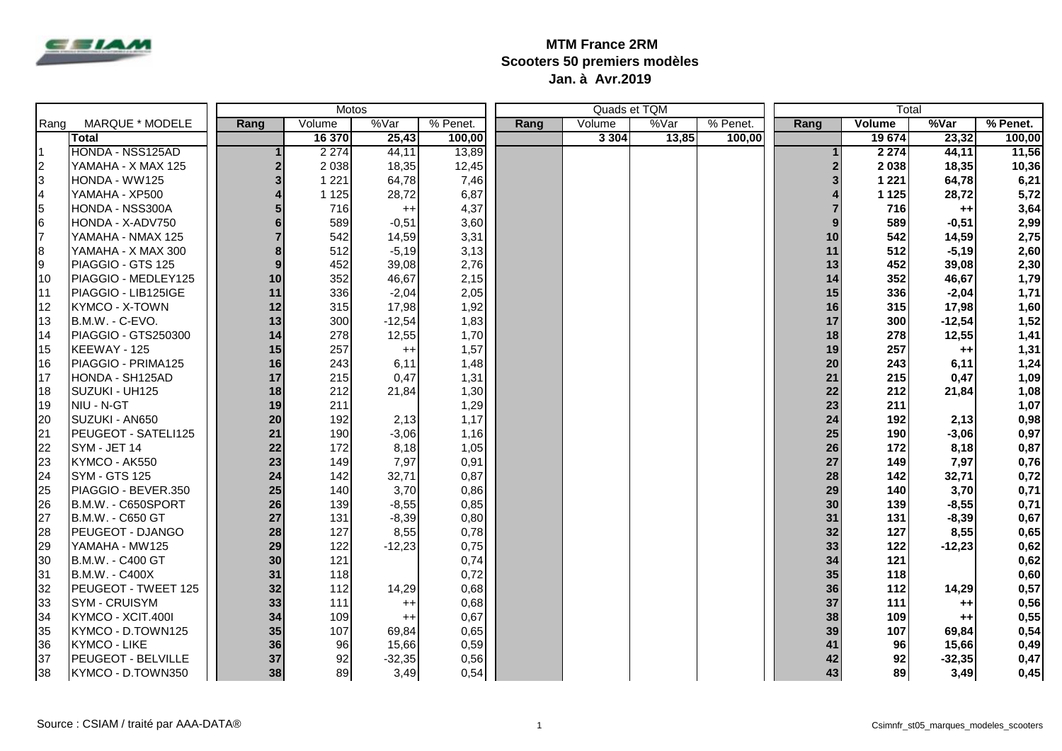# MTM France 2RM
## Scooters 50 premiers modèles
### Jan. à Avr.2019

| Rang | MARQUE * MODELE | Motos | | | | Quads et TQM | | | | Total | | | |
|---|---|---|---|---|---|---|---|---|---|---|---|---|---|
| | | Rang | Volume | %Var | % Penet. | Rang | Volume | %Var | % Penet. | Rang | Volume | %Var | % Penet. |
| | **Total** | | **16 370** | **25,43** | **100,00** | | **3 304** | **13,85** | **100,00** | | **19 674** | **23,32** | **100,00** |
| 1 | HONDA - NSS125AD | 1 | 2 274 | 44,11 | 13,89 | | | | | 1 | 2 274 | 44,11 | 11,56 |
| 2 | YAMAHA - X MAX 125 | 2 | 2 038 | 18,35 | 12,45 | | | | | 2 | 2 038 | 18,35 | 10,36 |
| 3 | HONDA - WW125 | 3 | 1 221 | 64,78 | 7,46 | | | | | 3 | 1 221 | 64,78 | 6,21 |
| 4 | YAMAHA - XP500 | 4 | 1 125 | 28,72 | 6,87 | | | | | 4 | 1 125 | 28,72 | 5,72 |
| 5 | HONDA - NSS300A | 5 | 716 | ++ | 4,37 | | | | | 7 | 716 | ++ | 3,64 |
| 6 | HONDA - X-ADV750 | 6 | 589 | -0,51 | 3,60 | | | | | 9 | 589 | -0,51 | 2,99 |
| 7 | YAMAHA - NMAX 125 | 7 | 542 | 14,59 | 3,31 | | | | | 10 | 542 | 14,59 | 2,75 |
| 8 | YAMAHA - X MAX 300 | 8 | 512 | -5,19 | 3,13 | | | | | 11 | 512 | -5,19 | 2,60 |
| 9 | PIAGGIO - GTS 125 | 9 | 452 | 39,08 | 2,76 | | | | | 13 | 452 | 39,08 | 2,30 |
| 10 | PIAGGIO - MEDLEY125 | 10 | 352 | 46,67 | 2,15 | | | | | 14 | 352 | 46,67 | 1,79 |
| 11 | PIAGGIO - LIB125IGE | 11 | 336 | -2,04 | 2,05 | | | | | 15 | 336 | -2,04 | 1,71 |
| 12 | KYMCO - X-TOWN | 12 | 315 | 17,98 | 1,92 | | | | | 16 | 315 | 17,98 | 1,60 |
| 13 | B.M.W. - C-EVO. | 13 | 300 | -12,54 | 1,83 | | | | | 17 | 300 | -12,54 | 1,52 |
| 14 | PIAGGIO - GTS250300 | 14 | 278 | 12,55 | 1,70 | | | | | 18 | 278 | 12,55 | 1,41 |
| 15 | KEEWAY - 125 | 15 | 257 | ++ | 1,57 | | | | | 19 | 257 | ++ | 1,31 |
| 16 | PIAGGIO - PRIMA125 | 16 | 243 | 6,11 | 1,48 | | | | | 20 | 243 | 6,11 | 1,24 |
| 17 | HONDA - SH125AD | 17 | 215 | 0,47 | 1,31 | | | | | 21 | 215 | 0,47 | 1,09 |
| 18 | SUZUKI - UH125 | 18 | 212 | 21,84 | 1,30 | | | | | 22 | 212 | 21,84 | 1,08 |
| 19 | NIU - N-GT | 19 | 211 | | 1,29 | | | | | 23 | 211 | | 1,07 |
| 20 | SUZUKI - AN650 | 20 | 192 | 2,13 | 1,17 | | | | | 24 | 192 | 2,13 | 0,98 |
| 21 | PEUGEOT - SATELI125 | 21 | 190 | -3,06 | 1,16 | | | | | 25 | 190 | -3,06 | 0,97 |
| 22 | SYM - JET 14 | 22 | 172 | 8,18 | 1,05 | | | | | 26 | 172 | 8,18 | 0,87 |
| 23 | KYMCO - AK550 | 23 | 149 | 7,97 | 0,91 | | | | | 27 | 149 | 7,97 | 0,76 |
| 24 | SYM - GTS 125 | 24 | 142 | 32,71 | 0,87 | | | | | 28 | 142 | 32,71 | 0,72 |
| 25 | PIAGGIO - BEVER.350 | 25 | 140 | 3,70 | 0,86 | | | | | 29 | 140 | 3,70 | 0,71 |
| 26 | B.M.W. - C650SPORT | 26 | 139 | -8,55 | 0,85 | | | | | 30 | 139 | -8,55 | 0,71 |
| 27 | B.M.W. - C650 GT | 27 | 131 | -8,39 | 0,80 | | | | | 31 | 131 | -8,39 | 0,67 |
| 28 | PEUGEOT - DJANGO | 28 | 127 | 8,55 | 0,78 | | | | | 32 | 127 | 8,55 | 0,65 |
| 29 | YAMAHA - MW125 | 29 | 122 | -12,23 | 0,75 | | | | | 33 | 122 | -12,23 | 0,62 |
| 30 | B.M.W. - C400 GT | 30 | 121 | | 0,74 | | | | | 34 | 121 | | 0,62 |
| 31 | B.M.W. - C400X | 31 | 118 | | 0,72 | | | | | 35 | 118 | | 0,60 |
| 32 | PEUGEOT - TWEET 125 | 32 | 112 | 14,29 | 0,68 | | | | | 36 | 112 | 14,29 | 0,57 |
| 33 | SYM - CRUISYM | 33 | 111 | ++ | 0,68 | | | | | 37 | 111 | ++ | 0,56 |
| 34 | KYMCO - XCIT.400I | 34 | 109 | ++ | 0,67 | | | | | 38 | 109 | ++ | 0,55 |
| 35 | KYMCO - D.TOWN125 | 35 | 107 | 69,84 | 0,65 | | | | | 39 | 107 | 69,84 | 0,54 |
| 36 | KYMCO - LIKE | 36 | 96 | 15,66 | 0,59 | | | | | 41 | 96 | 15,66 | 0,49 |
| 37 | PEUGEOT - BELVILLE | 37 | 92 | -32,35 | 0,56 | | | | | 42 | 92 | -32,35 | 0,47 |
| 38 | KYMCO - D.TOWN350 | 38 | 89 | 3,49 | 0,54 | | | | | 43 | 89 | 3,49 | 0,45 |

Source : CSIAM / traité par AAA-DATA®

Csimnfr_st05_marques_modeles_scooters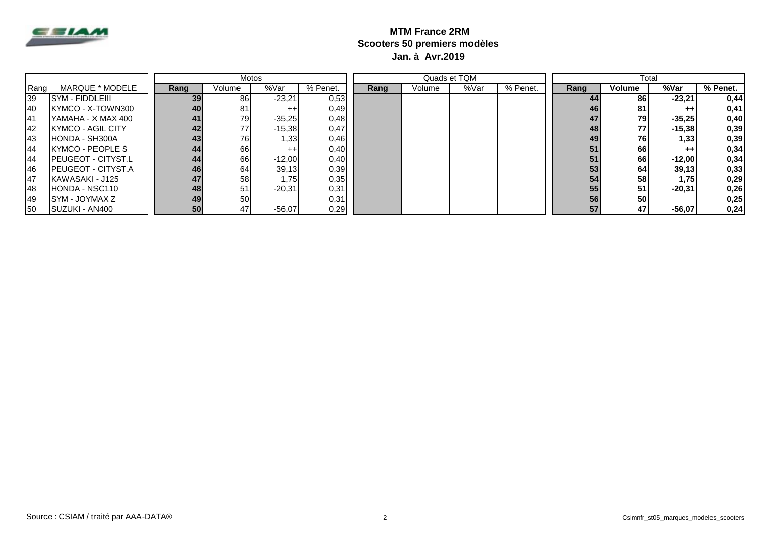## MTM France 2RM
## Scooters 50 premiers modèles
## Jan. à Avr.2019

| Rang | MARQUE * MODELE | Motos | | | | Quads et TQM | | | | Total | | | |
|---|---|---|---|---|---|---|---|---|---|---|---|---|---|
| | | Rang | Volume | %Var | % Penet. | Rang | Volume | %Var | % Penet. | Rang | Volume | %Var | % Penet. |
| 39 | SYM - FIDDLEIII | 39 | 86 | -23,21 | 0,53 | | | | | 44 | 86 | -23,21 | 0,44 |
| 40 | KYMCO - X-TOWN300 | 40 | 81 | ++ | 0,49 | | | | | 46 | 81 | ++ | 0,41 |
| 41 | YAMAHA - X MAX 400 | 41 | 79 | -35,25 | 0,48 | | | | | 47 | 79 | -35,25 | 0,40 |
| 42 | KYMCO - AGIL CITY | 42 | 77 | -15,38 | 0,47 | | | | | 48 | 77 | -15,38 | 0,39 |
| 43 | HONDA - SH300A | 43 | 76 | 1,33 | 0,46 | | | | | 49 | 76 | 1,33 | 0,39 |
| 44 | KYMCO - PEOPLE S | 44 | 66 | ++ | 0,40 | | | | | 51 | 66 | ++ | 0,34 |
| 44 | PEUGEOT - CITYST.L | 44 | 66 | -12,00 | 0,40 | | | | | 51 | 66 | -12,00 | 0,34 |
| 46 | PEUGEOT - CITYST.A | 46 | 64 | 39,13 | 0,39 | | | | | 53 | 64 | 39,13 | 0,33 |
| 47 | KAWASAKI - J125 | 47 | 58 | 1,75 | 0,35 | | | | | 54 | 58 | 1,75 | 0,29 |
| 48 | HONDA - NSC110 | 48 | 51 | -20,31 | 0,31 | | | | | 55 | 51 | -20,31 | 0,26 |
| 49 | SYM - JOYMAX Z | 49 | 50 | | 0,31 | | | | | 56 | 50 | | 0,25 |
| 50 | SUZUKI - AN400 | 50 | 47 | -56,07 | 0,29 | | | | | 57 | 47 | -56,07 | 0,24 |

Source : CSIAM / traité par AAA-DATA®

Csimnfr_st05_marques_modeles_scooters